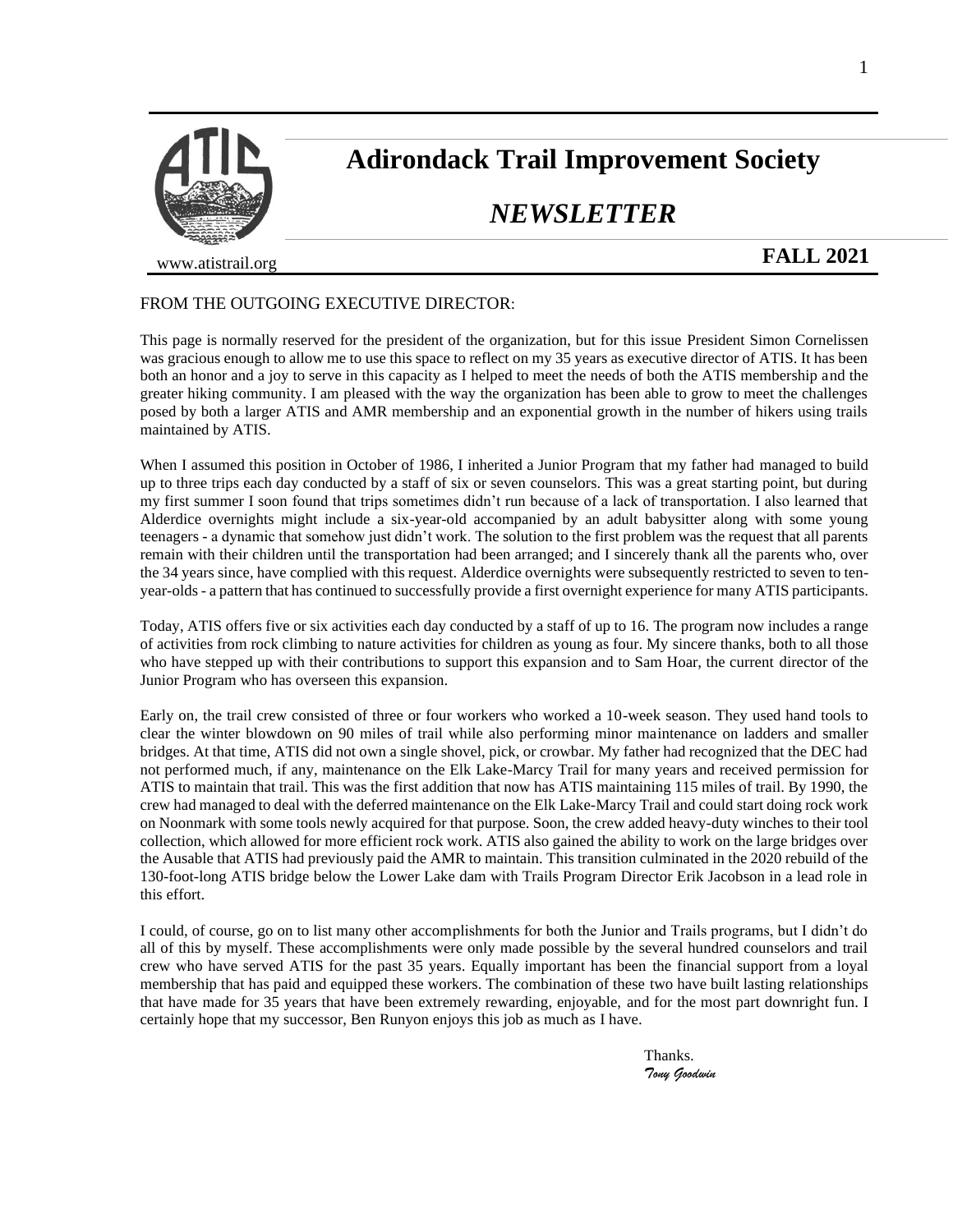# Adirondack Trail Improvement Society

## *NEWSLETTER*

www.atistrail.org

**FALL 2021**

FROM THE OUTGOING EXECUTIVE DIRECTOR:

This page is normally reserved for the president of the organization, but for this issue President Simon Cornelissen was gracious enough to allow me to use this space to reflect on my 35 years as executive director of ATIS. It has been both an honor and a joy to serve in this capacity as I helped to meet the needs of both the ATIS membership and the greater hiking community. I am pleased with the way the organization has been able to grow to meet the challenges posed by both a larger ATIS and AMR membership and an exponential growth in the number of hikers using trails maintained by ATIS.

When I assumed this position in October of 1986, I inherited a Junior Program that my father had managed to build up to three trips each day conducted by a staff of six or seven counselors. This was a great starting point, but during my first summer I soon found that trips sometimes didn't run because of a lack of transportation. I also learned that Alderdice overnights might include a six-year-old accompanied by an adult babysitter along with some young teenagers - a dynamic that somehow just didn't work. The solution to the first problem was the request that all parents remain with their children until the transportation had been arranged; and I sincerely thank all the parents who, over the 34 years since, have complied with this request. Alderdice overnights were subsequently restricted to seven to ten-year-olds - a pattern that has continued to successfully provide a first overnight experience for many ATIS participants.

Today, ATIS offers five or six activities each day conducted by a staff of up to 16. The program now includes a range of activities from rock climbing to nature activities for children as young as four. My sincere thanks, both to all those who have stepped up with their contributions to support this expansion and to Sam Hoar, the current director of the Junior Program who has overseen this expansion.

Early on, the trail crew consisted of three or four workers who worked a 10-week season. They used hand tools to clear the winter blowdown on 90 miles of trail while also performing minor maintenance on ladders and smaller bridges. At that time, ATIS did not own a single shovel, pick, or crowbar. My father had recognized that the DEC had not performed much, if any, maintenance on the Elk Lake-Marcy Trail for many years and received permission for ATIS to maintain that trail. This was the first addition that now has ATIS maintaining 115 miles of trail. By 1990, the crew had managed to deal with the deferred maintenance on the Elk Lake-Marcy Trail and could start doing rock work on Noonmark with some tools newly acquired for that purpose. Soon, the crew added heavy-duty winches to their tool collection, which allowed for more efficient rock work. ATIS also gained the ability to work on the large bridges over the Ausable that ATIS had previously paid the AMR to maintain. This transition culminated in the 2020 rebuild of the 130-foot-long ATIS bridge below the Lower Lake dam with Trails Program Director Erik Jacobson in a lead role in this effort.

I could, of course, go on to list many other accomplishments for both the Junior and Trails programs, but I didn't do all of this by myself. These accomplishments were only made possible by the several hundred counselors and trail crew who have served ATIS for the past 35 years. Equally important has been the financial support from a loyal membership that has paid and equipped these workers. The combination of these two have built lasting relationships that have made for 35 years that have been extremely rewarding, enjoyable, and for the most part downright fun. I certainly hope that my successor, Ben Runyon enjoys this job as much as I have.

Thanks.
*Tony Goodwin*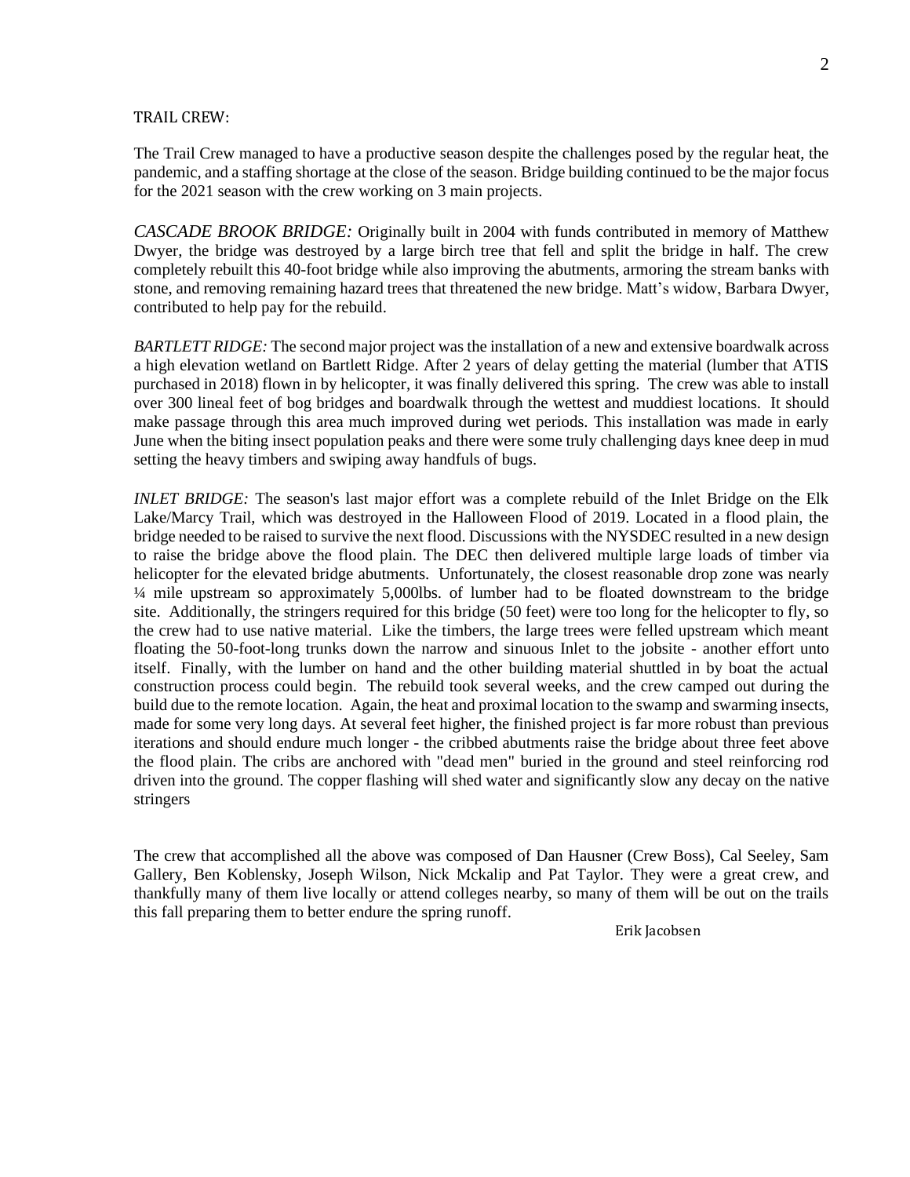## TRAIL CREW:

The Trail Crew managed to have a productive season despite the challenges posed by the regular heat, the pandemic, and a staffing shortage at the close of the season. Bridge building continued to be the major focus for the 2021 season with the crew working on 3 main projects.

*CASCADE BROOK BRIDGE:* Originally built in 2004 with funds contributed in memory of Matthew Dwyer, the bridge was destroyed by a large birch tree that fell and split the bridge in half. The crew completely rebuilt this 40-foot bridge while also improving the abutments, armoring the stream banks with stone, and removing remaining hazard trees that threatened the new bridge. Matt's widow, Barbara Dwyer, contributed to help pay for the rebuild.

*BARTLETT RIDGE:* The second major project was the installation of a new and extensive boardwalk across a high elevation wetland on Bartlett Ridge. After 2 years of delay getting the material (lumber that ATIS purchased in 2018) flown in by helicopter, it was finally delivered this spring. The crew was able to install over 300 lineal feet of bog bridges and boardwalk through the wettest and muddiest locations. It should make passage through this area much improved during wet periods. This installation was made in early June when the biting insect population peaks and there were some truly challenging days knee deep in mud setting the heavy timbers and swiping away handfuls of bugs.

*INLET BRIDGE:* The season's last major effort was a complete rebuild of the Inlet Bridge on the Elk Lake/Marcy Trail, which was destroyed in the Halloween Flood of 2019. Located in a flood plain, the bridge needed to be raised to survive the next flood. Discussions with the NYSDEC resulted in a new design to raise the bridge above the flood plain. The DEC then delivered multiple large loads of timber via helicopter for the elevated bridge abutments. Unfortunately, the closest reasonable drop zone was nearly ¼ mile upstream so approximately 5,000lbs. of lumber had to be floated downstream to the bridge site. Additionally, the stringers required for this bridge (50 feet) were too long for the helicopter to fly, so the crew had to use native material. Like the timbers, the large trees were felled upstream which meant floating the 50-foot-long trunks down the narrow and sinuous Inlet to the jobsite - another effort unto itself. Finally, with the lumber on hand and the other building material shuttled in by boat the actual construction process could begin. The rebuild took several weeks, and the crew camped out during the build due to the remote location. Again, the heat and proximal location to the swamp and swarming insects, made for some very long days. At several feet higher, the finished project is far more robust than previous iterations and should endure much longer - the cribbed abutments raise the bridge about three feet above the flood plain. The cribs are anchored with "dead men" buried in the ground and steel reinforcing rod driven into the ground. The copper flashing will shed water and significantly slow any decay on the native stringers

The crew that accomplished all the above was composed of Dan Hausner (Crew Boss), Cal Seeley, Sam Gallery, Ben Koblensky, Joseph Wilson, Nick Mckalip and Pat Taylor. They were a great crew, and thankfully many of them live locally or attend colleges nearby, so many of them will be out on the trails this fall preparing them to better endure the spring runoff.

Erik Jacobsen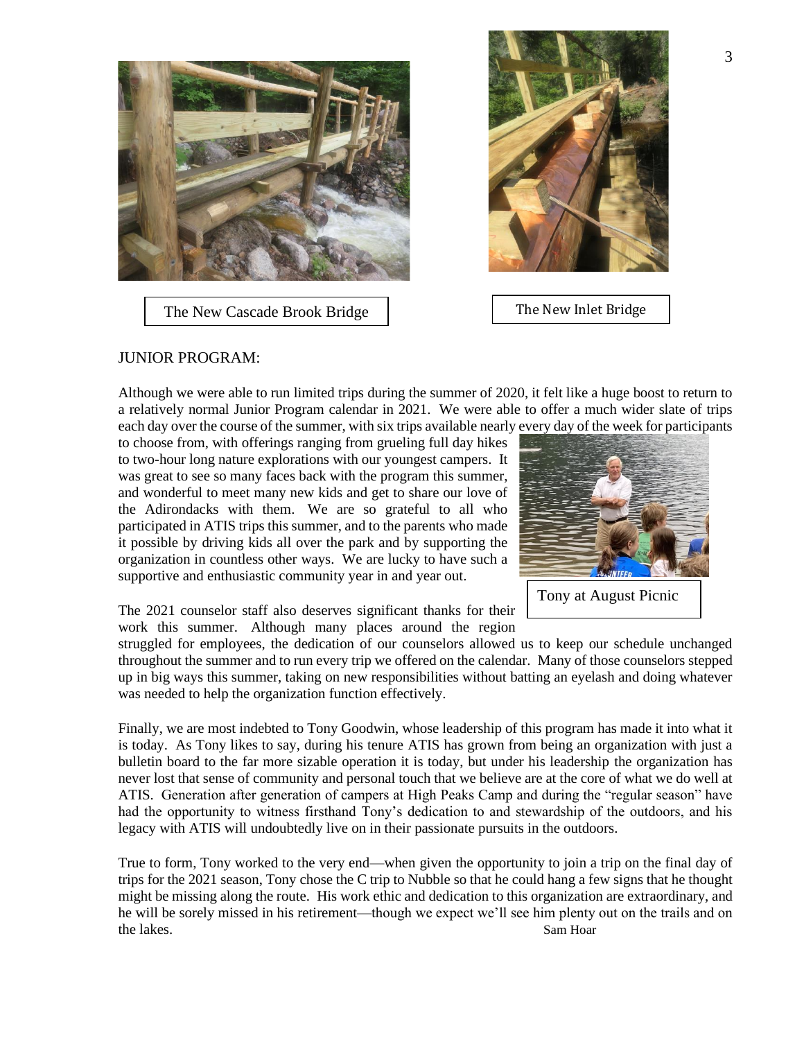The New Cascade Brook Bridge

The New Inlet Bridge

JUNIOR PROGRAM:

Although we were able to run limited trips during the summer of 2020, it felt like a huge boost to return to a relatively normal Junior Program calendar in 2021. We were able to offer a much wider slate of trips each day over the course of the summer, with six trips available nearly every day of the week for participants to choose from, with offerings ranging from grueling full day hikes to two-hour long nature explorations with our youngest campers. It was great to see so many faces back with the program this summer, and wonderful to meet many new kids and get to share our love of the Adirondacks with them. We are so grateful to all who participated in ATIS trips this summer, and to the parents who made it possible by driving kids all over the park and by supporting the organization in countless other ways. We are lucky to have such a supportive and enthusiastic community year in and year out.

Tony at August Picnic

The 2021 counselor staff also deserves significant thanks for their work this summer. Although many places around the region struggled for employees, the dedication of our counselors allowed us to keep our schedule unchanged throughout the summer and to run every trip we offered on the calendar. Many of those counselors stepped up in big ways this summer, taking on new responsibilities without batting an eyelash and doing whatever was needed to help the organization function effectively.

Finally, we are most indebted to Tony Goodwin, whose leadership of this program has made it into what it is today. As Tony likes to say, during his tenure ATIS has grown from being an organization with just a bulletin board to the far more sizable operation it is today, but under his leadership the organization has never lost that sense of community and personal touch that we believe are at the core of what we do well at ATIS. Generation after generation of campers at High Peaks Camp and during the "regular season" have had the opportunity to witness firsthand Tony's dedication to and stewardship of the outdoors, and his legacy with ATIS will undoubtedly live on in their passionate pursuits in the outdoors.

True to form, Tony worked to the very end—when given the opportunity to join a trip on the final day of trips for the 2021 season, Tony chose the C trip to Nubble so that he could hang a few signs that he thought might be missing along the route. His work ethic and dedication to this organization are extraordinary, and he will be sorely missed in his retirement—though we expect we'll see him plenty out on the trails and on the lakes.

Sam Hoar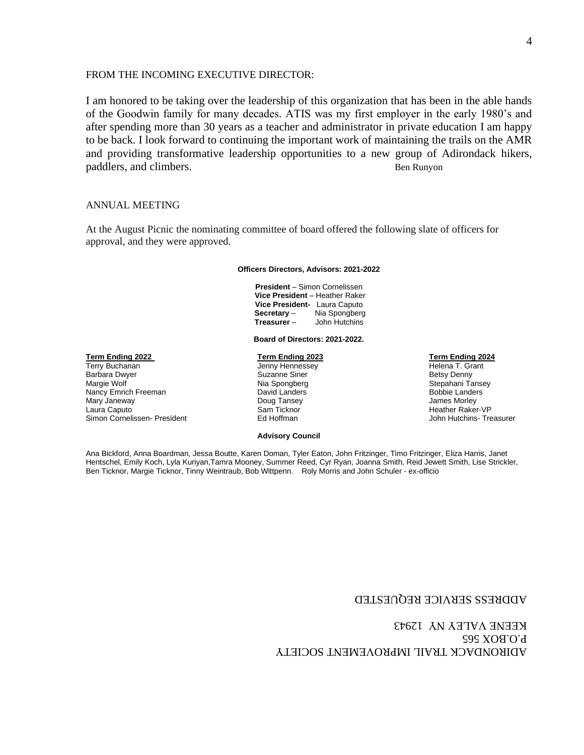FROM THE INCOMING EXECUTIVE DIRECTOR:

I am honored to be taking over the leadership of this organization that has been in the able hands of the Goodwin family for many decades. ATIS was my first employer in the early 1980's and after spending more than 30 years as a teacher and administrator in private education I am happy to be back. I look forward to continuing the important work of maintaining the trails on the AMR and providing transformative leadership opportunities to a new group of Adirondack hikers, paddlers, and climbers.

Ben Runyon

ANNUAL MEETING

At the August Picnic the nominating committee of board offered the following slate of officers for approval, and they were approved.

**Officers Directors, Advisors: 2021-2022**

**President** – Simon Cornelissen
**Vice President** – Heather Raker
**Vice President-** Laura Caputo
**Secretary** – Nia Spongberg
**Treasurer** – John Hutchins

**Board of Directors: 2021-2022.**

| **Term Ending 2022** | **Term Ending 2023** | **Term Ending 2024** |
|---|---|---|
| Terry Buchanan | Jenny Hennessey | Helena T. Grant |
| Barbara Dwyer | Suzanne Siner | Betsy Denny |
| Margie Wolf | Nia Spongberg | Stepahani Tansey |
| Nancy Emrich Freeman | David Landers | Bobbie Landers |
| Mary Janeway | Doug Tansey | James Morley |
| Laura Caputo | Sam Ticknor | Heather Raker-VP |
| Simon Cornelissen- President | Ed Hoffman | John Hutchins- Treasurer |

**Advisory Council**

Ana Bickford, Anna Boardman, Jessa Boutte, Karen Doman, Tyler Eaton, John Fritzinger, Timo Fritzinger, Eliza Harris, Janet Hentschel, Emily Koch, Lyla Kuriyan,Tamra Mooney, Summer Reed, Cyr Ryan, Joanna Smith, Reid Jewett Smith, Lise Strickler, Ben Ticknor, Margie Ticknor, Tinny Weintraub, Bob Wittpenn. Roly Morris and John Schuler - ex-officio

ADDRESS SERVICE REQUESTED

ADIRONDACK TRAIL IMPROVEMENT SOCIETY
P.O.BOX 565
KEENE VALLEY NY 12943